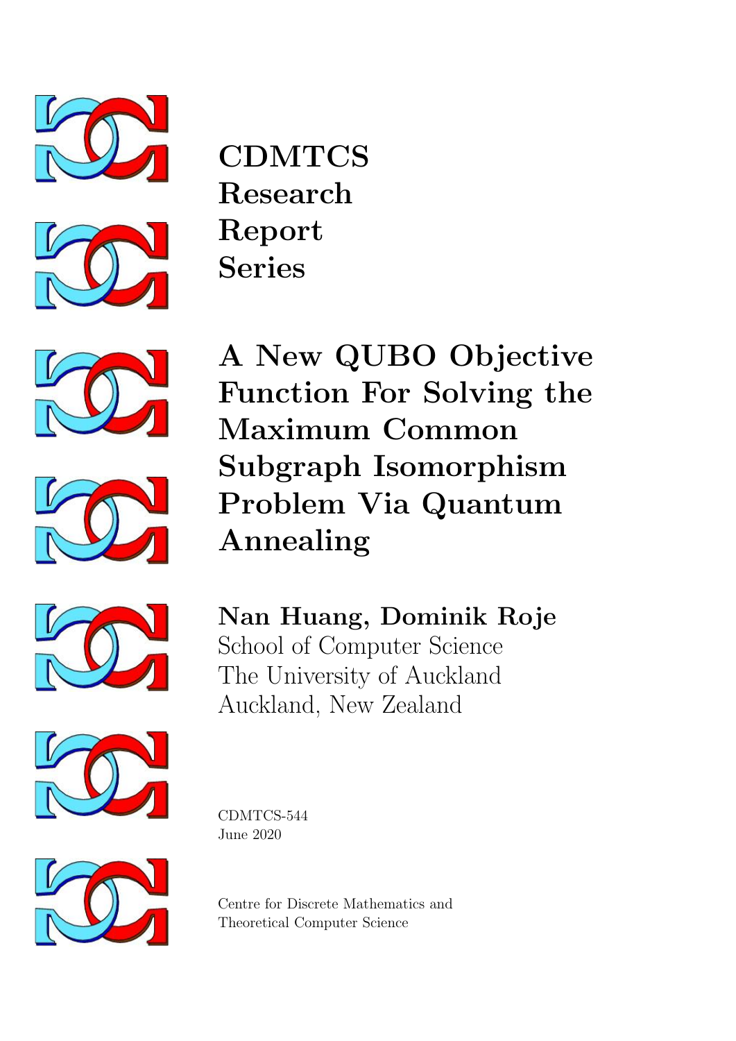**CDMTCS Research Report Series**

# A New QUBO Objective Function For Solving the Maximum Common Subgraph Isomorphism Problem Via Quantum Annealing

**Nan Huang, Dominik Roje**
School of Computer Science
The University of Auckland
Auckland, New Zealand

CDMTCS-544
June 2020

Centre for Discrete Mathematics and Theoretical Computer Science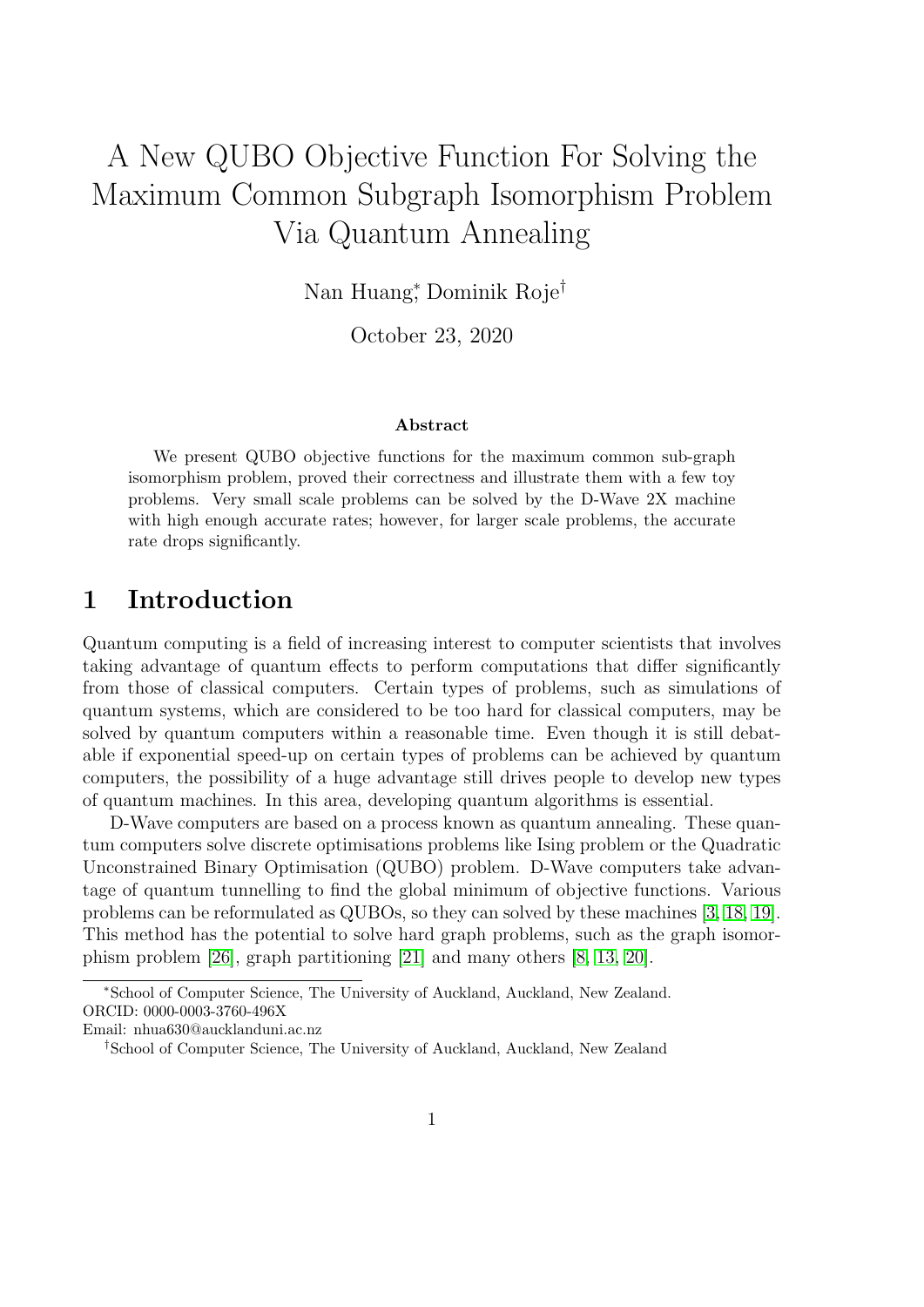# A New QUBO Objective Function For Solving the Maximum Common Subgraph Isomorphism Problem Via Quantum Annealing

Nan Huang[*], Dominik Roje[†]

October 23, 2020

**Abstract**

We present QUBO objective functions for the maximum common sub-graph isomorphism problem, proved their correctness and illustrate them with a few toy problems. Very small scale problems can be solved by the D-Wave 2X machine with high enough accurate rates; however, for larger scale problems, the accurate rate drops significantly.

## 1 Introduction

Quantum computing is a field of increasing interest to computer scientists that involves taking advantage of quantum effects to perform computations that differ significantly from those of classical computers. Certain types of problems, such as simulations of quantum systems, which are considered to be too hard for classical computers, may be solved by quantum computers within a reasonable time. Even though it is still debatable if exponential speed-up on certain types of problems can be achieved by quantum computers, the possibility of a huge advantage still drives people to develop new types of quantum machines. In this area, developing quantum algorithms is essential.

D-Wave computers are based on a process known as quantum annealing. These quantum computers solve discrete optimisations problems like Ising problem or the Quadratic Unconstrained Binary Optimisation (QUBO) problem. D-Wave computers take advantage of quantum tunnelling to find the global minimum of objective functions. Various problems can be reformulated as QUBOs, so they can solved by these machines [3, 18, 19]. This method has the potential to solve hard graph problems, such as the graph isomorphism problem [26], graph partitioning [21] and many others [8, 13, 20].

---

[*]School of Computer Science, The University of Auckland, Auckland, New Zealand. ORCID: 0000-0003-3760-496X
Email: nhua630@aucklanduni.ac.nz

[†]School of Computer Science, The University of Auckland, Auckland, New Zealand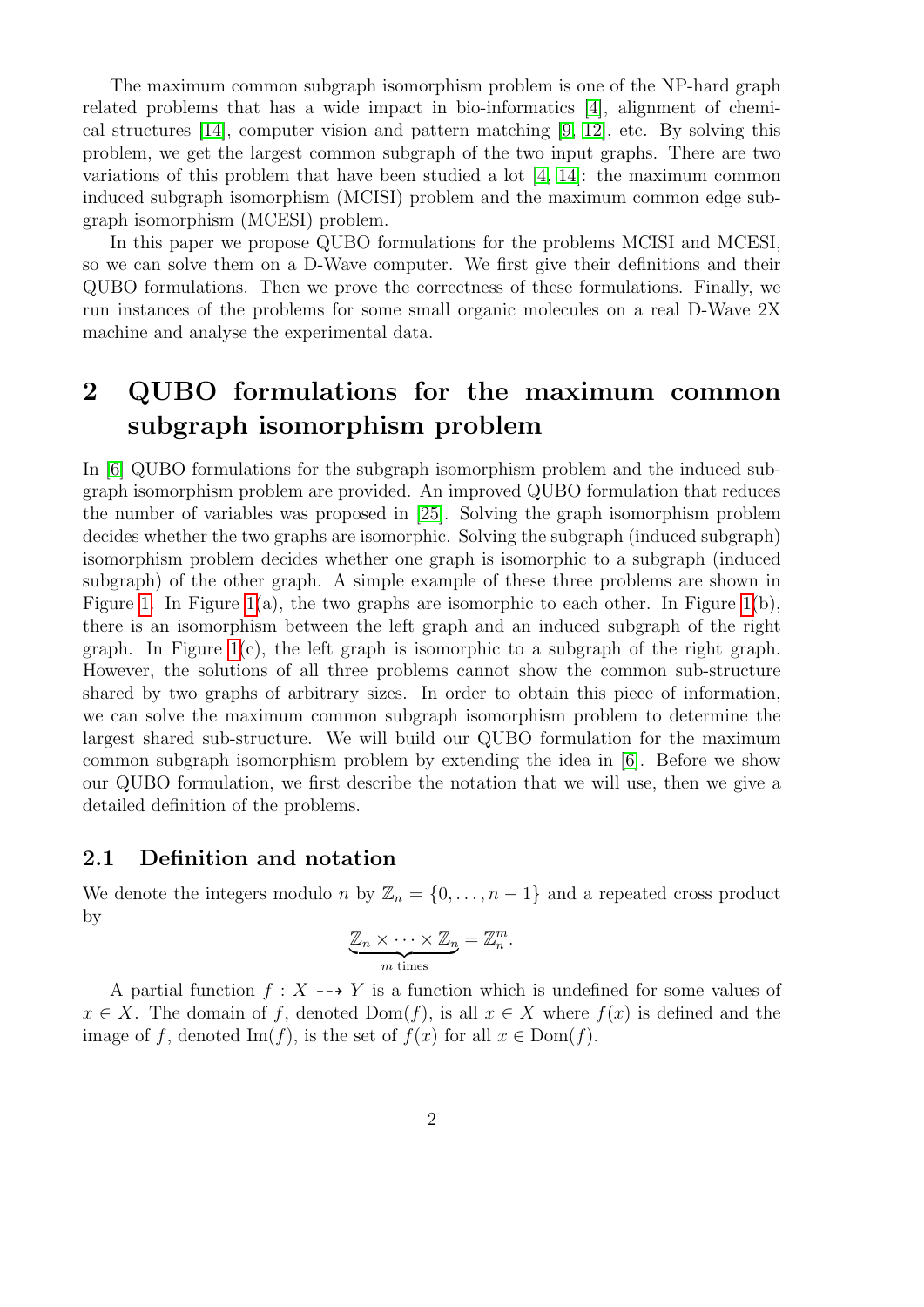The maximum common subgraph isomorphism problem is one of the NP-hard graph related problems that has a wide impact in bio-informatics [4], alignment of chemical structures [14], computer vision and pattern matching [9, 12], etc. By solving this problem, we get the largest common subgraph of the two input graphs. There are two variations of this problem that have been studied a lot [4, 14]: the maximum common induced subgraph isomorphism (MCISI) problem and the maximum common edge subgraph isomorphism (MCESI) problem.

In this paper we propose QUBO formulations for the problems MCISI and MCESI, so we can solve them on a D-Wave computer. We first give their definitions and their QUBO formulations. Then we prove the correctness of these formulations. Finally, we run instances of the problems for some small organic molecules on a real D-Wave 2X machine and analyse the experimental data.

## 2 QUBO formulations for the maximum common subgraph isomorphism problem

In [6] QUBO formulations for the subgraph isomorphism problem and the induced subgraph isomorphism problem are provided. An improved QUBO formulation that reduces the number of variables was proposed in [25]. Solving the graph isomorphism problem decides whether the two graphs are isomorphic. Solving the subgraph (induced subgraph) isomorphism problem decides whether one graph is isomorphic to a subgraph (induced subgraph) of the other graph. A simple example of these three problems are shown in Figure 1. In Figure 1(a), the two graphs are isomorphic to each other. In Figure 1(b), there is an isomorphism between the left graph and an induced subgraph of the right graph. In Figure 1(c), the left graph is isomorphic to a subgraph of the right graph. However, the solutions of all three problems cannot show the common sub-structure shared by two graphs of arbitrary sizes. In order to obtain this piece of information, we can solve the maximum common subgraph isomorphism problem to determine the largest shared sub-structure. We will build our QUBO formulation for the maximum common subgraph isomorphism problem by extending the idea in [6]. Before we show our QUBO formulation, we first describe the notation that we will use, then we give a detailed definition of the problems.

### 2.1 Definition and notation

We denote the integers modulo $n$ by $\mathbb{Z}_n = \{0, \ldots, n-1\}$ and a repeated cross product by

$$\underbrace{\mathbb{Z}_n \times \cdots \times \mathbb{Z}_n}_{m \text{ times}} = \mathbb{Z}_n^m.$$

A partial function $f : X \dashrightarrow Y$ is a function which is undefined for some values of $x \in X$. The domain of $f$, denoted $\mathrm{Dom}(f)$, is all $x \in X$ where $f(x)$ is defined and the image of $f$, denoted $\mathrm{Im}(f)$, is the set of $f(x)$ for all $x \in \mathrm{Dom}(f)$.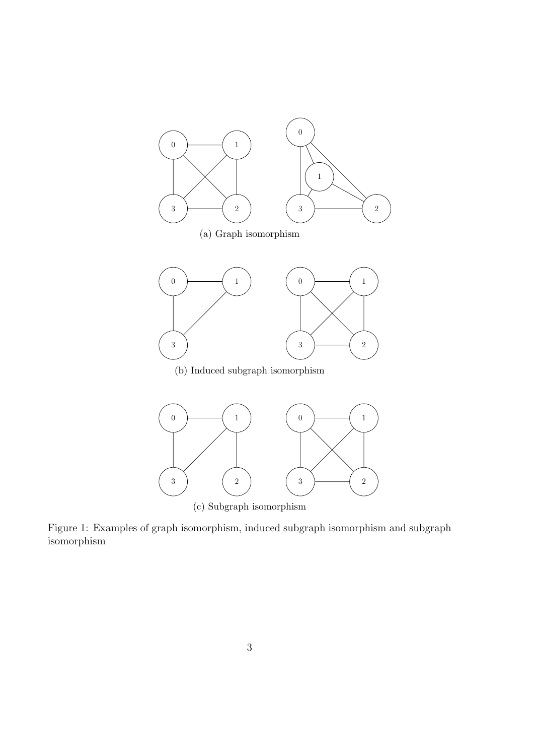(a) Graph isomorphism

(b) Induced subgraph isomorphism

(c) Subgraph isomorphism

Figure 1: Examples of graph isomorphism, induced subgraph isomorphism and subgraph isomorphism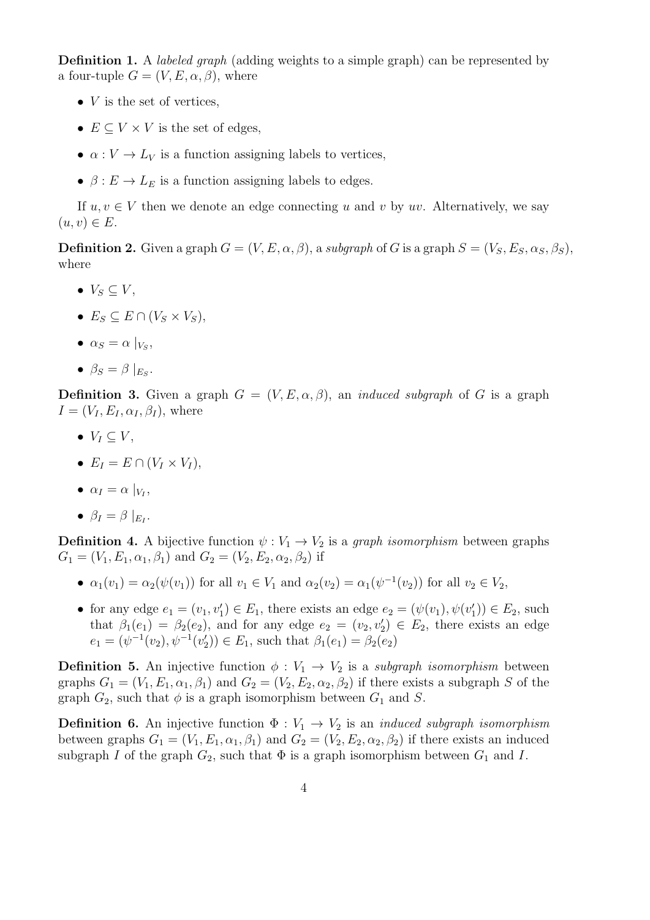**Definition 1.** A *labeled graph* (adding weights to a simple graph) can be represented by a four-tuple $G = (V, E, \alpha, \beta)$, where

- $V$ is the set of vertices,
- $E \subseteq V \times V$ is the set of edges,
- $\alpha : V \to L_V$ is a function assigning labels to vertices,
- $\beta : E \to L_E$ is a function assigning labels to edges.

If $u, v \in V$ then we denote an edge connecting $u$ and $v$ by $uv$. Alternatively, we say $(u, v) \in E$.

**Definition 2.** Given a graph $G = (V, E, \alpha, \beta)$, a *subgraph* of $G$ is a graph $S = (V_S, E_S, \alpha_S, \beta_S)$, where

- $V_S \subseteq V$,
- $E_S \subseteq E \cap (V_S \times V_S)$,
- $\alpha_S = \alpha \mid_{V_S}$,
- $\beta_S = \beta \mid_{E_S}$.

**Definition 3.** Given a graph $G = (V, E, \alpha, \beta)$, an *induced subgraph* of $G$ is a graph $I = (V_I, E_I, \alpha_I, \beta_I)$, where

- $V_I \subseteq V$,
- $E_I = E \cap (V_I \times V_I)$,
- $\alpha_I = \alpha \mid_{V_I}$,
- $\beta_I = \beta \mid_{E_I}$.

**Definition 4.** A bijective function $\psi : V_1 \to V_2$ is a *graph isomorphism* between graphs $G_1 = (V_1, E_1, \alpha_1, \beta_1)$ and $G_2 = (V_2, E_2, \alpha_2, \beta_2)$ if

- $\alpha_1(v_1) = \alpha_2(\psi(v_1))$ for all $v_1 \in V_1$ and $\alpha_2(v_2) = \alpha_1(\psi^{-1}(v_2))$ for all $v_2 \in V_2$,
- for any edge $e_1 = (v_1, v_1') \in E_1$, there exists an edge $e_2 = (\psi(v_1), \psi(v_1')) \in E_2$, such that $\beta_1(e_1) = \beta_2(e_2)$, and for any edge $e_2 = (v_2, v_2') \in E_2$, there exists an edge $e_1 = (\psi^{-1}(v_2), \psi^{-1}(v_2')) \in E_1$, such that $\beta_1(e_1) = \beta_2(e_2)$

**Definition 5.** An injective function $\phi : V_1 \to V_2$ is a *subgraph isomorphism* between graphs $G_1 = (V_1, E_1, \alpha_1, \beta_1)$ and $G_2 = (V_2, E_2, \alpha_2, \beta_2)$ if there exists a subgraph $S$ of the graph $G_2$, such that $\phi$ is a graph isomorphism between $G_1$ and $S$.

**Definition 6.** An injective function $\Phi : V_1 \to V_2$ is an *induced subgraph isomorphism* between graphs $G_1 = (V_1, E_1, \alpha_1, \beta_1)$ and $G_2 = (V_2, E_2, \alpha_2, \beta_2)$ if there exists an induced subgraph $I$ of the graph $G_2$, such that $\Phi$ is a graph isomorphism between $G_1$ and $I$.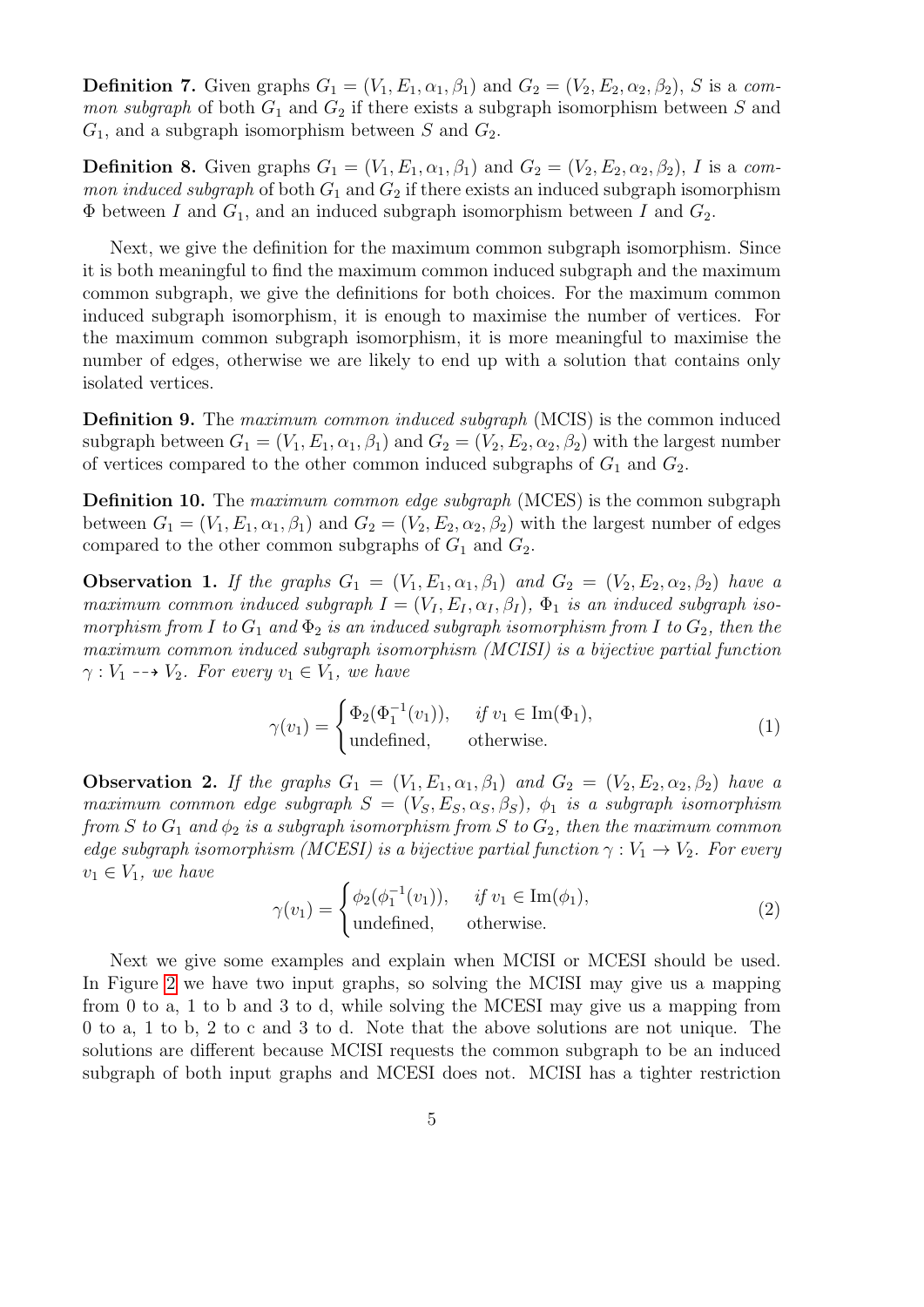**Definition 7.** Given graphs $G_1 = (V_1, E_1, \alpha_1, \beta_1)$ and $G_2 = (V_2, E_2, \alpha_2, \beta_2)$, $S$ is a *common subgraph* of both $G_1$ and $G_2$ if there exists a subgraph isomorphism between $S$ and $G_1$, and a subgraph isomorphism between $S$ and $G_2$.

**Definition 8.** Given graphs $G_1 = (V_1, E_1, \alpha_1, \beta_1)$ and $G_2 = (V_2, E_2, \alpha_2, \beta_2)$, $I$ is a *common induced subgraph* of both $G_1$ and $G_2$ if there exists an induced subgraph isomorphism $\Phi$ between $I$ and $G_1$, and an induced subgraph isomorphism between $I$ and $G_2$.

Next, we give the definition for the maximum common subgraph isomorphism. Since it is both meaningful to find the maximum common induced subgraph and the maximum common subgraph, we give the definitions for both choices. For the maximum common induced subgraph isomorphism, it is enough to maximise the number of vertices. For the maximum common subgraph isomorphism, it is more meaningful to maximise the number of edges, otherwise we are likely to end up with a solution that contains only isolated vertices.

**Definition 9.** The *maximum common induced subgraph* (MCIS) is the common induced subgraph between $G_1 = (V_1, E_1, \alpha_1, \beta_1)$ and $G_2 = (V_2, E_2, \alpha_2, \beta_2)$ with the largest number of vertices compared to the other common induced subgraphs of $G_1$ and $G_2$.

**Definition 10.** The *maximum common edge subgraph* (MCES) is the common subgraph between $G_1 = (V_1, E_1, \alpha_1, \beta_1)$ and $G_2 = (V_2, E_2, \alpha_2, \beta_2)$ with the largest number of edges compared to the other common subgraphs of $G_1$ and $G_2$.

**Observation 1.** *If the graphs $G_1 = (V_1, E_1, \alpha_1, \beta_1)$ and $G_2 = (V_2, E_2, \alpha_2, \beta_2)$ have a maximum common induced subgraph $I = (V_I, E_I, \alpha_I, \beta_I)$, $\Phi_1$ is an induced subgraph isomorphism from $I$ to $G_1$ and $\Phi_2$ is an induced subgraph isomorphism from $I$ to $G_2$, then the maximum common induced subgraph isomorphism (MCISI) is a bijective partial function $\gamma : V_1 \dashrightarrow V_2$. For every $v_1 \in V_1$, we have*

$$\gamma(v_1) = \begin{cases} \Phi_2(\Phi_1^{-1}(v_1)), & \text{if } v_1 \in \mathrm{Im}(\Phi_1), \\ \text{undefined}, & \text{otherwise.} \end{cases} \tag{1}$$

**Observation 2.** *If the graphs $G_1 = (V_1, E_1, \alpha_1, \beta_1)$ and $G_2 = (V_2, E_2, \alpha_2, \beta_2)$ have a maximum common edge subgraph $S = (V_S, E_S, \alpha_S, \beta_S)$, $\phi_1$ is a subgraph isomorphism from $S$ to $G_1$ and $\phi_2$ is a subgraph isomorphism from $S$ to $G_2$, then the maximum common edge subgraph isomorphism (MCESI) is a bijective partial function $\gamma : V_1 \to V_2$. For every $v_1 \in V_1$, we have*

$$\gamma(v_1) = \begin{cases} \phi_2(\phi_1^{-1}(v_1)), & \text{if } v_1 \in \mathrm{Im}(\phi_1), \\ \text{undefined}, & \text{otherwise.} \end{cases} \tag{2}$$

Next we give some examples and explain when MCISI or MCESI should be used. In Figure 2 we have two input graphs, so solving the MCISI may give us a mapping from 0 to a, 1 to b and 3 to d, while solving the MCESI may give us a mapping from 0 to a, 1 to b, 2 to c and 3 to d. Note that the above solutions are not unique. The solutions are different because MCISI requests the common subgraph to be an induced subgraph of both input graphs and MCESI does not. MCISI has a tighter restriction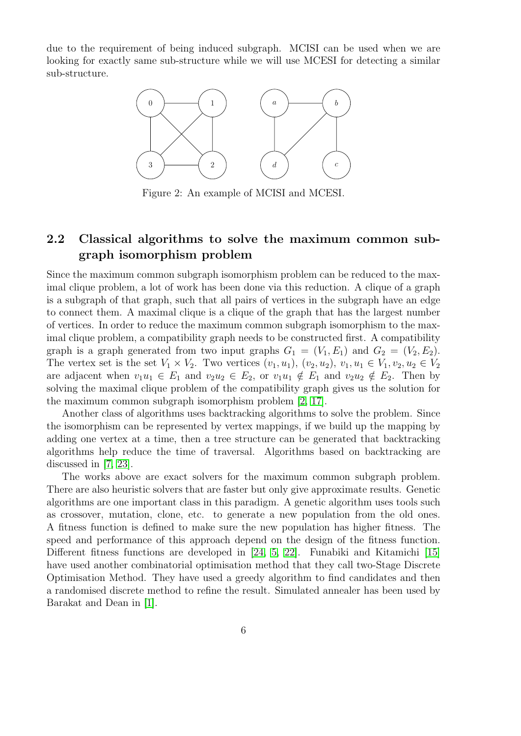due to the requirement of being induced subgraph. MCISI can be used when we are looking for exactly same sub-structure while we will use MCESI for detecting a similar sub-structure.

Figure 2: An example of MCISI and MCESI.

## 2.2 Classical algorithms to solve the maximum common subgraph isomorphism problem

Since the maximum common subgraph isomorphism problem can be reduced to the maximal clique problem, a lot of work has been done via this reduction. A clique of a graph is a subgraph of that graph, such that all pairs of vertices in the subgraph have an edge to connect them. A maximal clique is a clique of the graph that has the largest number of vertices. In order to reduce the maximum common subgraph isomorphism to the maximal clique problem, a compatibility graph needs to be constructed first. A compatibility graph is a graph generated from two input graphs $G_1 = (V_1, E_1)$ and $G_2 = (V_2, E_2)$. The vertex set is the set $V_1 \times V_2$. Two vertices $(v_1, u_1)$, $(v_2, u_2)$, $v_1, u_1 \in V_1, v_2, u_2 \in V_2$ are adjacent when $v_1u_1 \in E_1$ and $v_2u_2 \in E_2$, or $v_1u_1 \notin E_1$ and $v_2u_2 \notin E_2$. Then by solving the maximal clique problem of the compatibility graph gives us the solution for the maximum common subgraph isomorphism problem [2, 17].

Another class of algorithms uses backtracking algorithms to solve the problem. Since the isomorphism can be represented by vertex mappings, if we build up the mapping by adding one vertex at a time, then a tree structure can be generated that backtracking algorithms help reduce the time of traversal. Algorithms based on backtracking are discussed in [7, 23].

The works above are exact solvers for the maximum common subgraph problem. There are also heuristic solvers that are faster but only give approximate results. Genetic algorithms are one important class in this paradigm. A genetic algorithm uses tools such as crossover, mutation, clone, etc. to generate a new population from the old ones. A fitness function is defined to make sure the new population has higher fitness. The speed and performance of this approach depend on the design of the fitness function. Different fitness functions are developed in [24, 5, 22]. Funabiki and Kitamichi [15] have used another combinatorial optimisation method that they call two-Stage Discrete Optimisation Method. They have used a greedy algorithm to find candidates and then a randomised discrete method to refine the result. Simulated annealer has been used by Barakat and Dean in [1].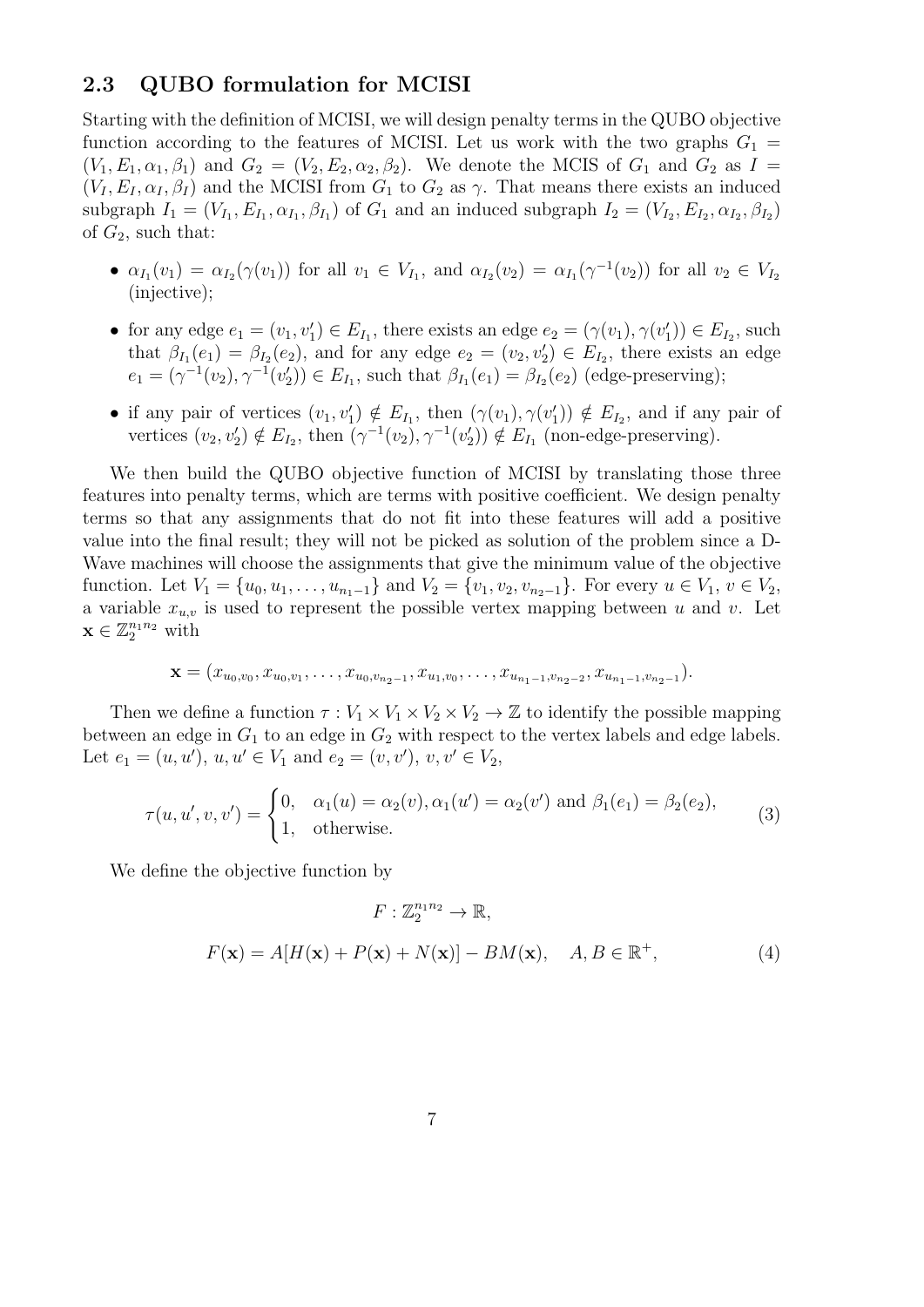## 2.3 QUBO formulation for MCISI

Starting with the definition of MCISI, we will design penalty terms in the QUBO objective function according to the features of MCISI. Let us work with the two graphs $G_1 = (V_1, E_1, \alpha_1, \beta_1)$ and $G_2 = (V_2, E_2, \alpha_2, \beta_2)$. We denote the MCIS of $G_1$ and $G_2$ as $I = (V_I, E_I, \alpha_I, \beta_I)$ and the MCISI from $G_1$ to $G_2$ as $\gamma$. That means there exists an induced subgraph $I_1 = (V_{I_1}, E_{I_1}, \alpha_{I_1}, \beta_{I_1})$ of $G_1$ and an induced subgraph $I_2 = (V_{I_2}, E_{I_2}, \alpha_{I_2}, \beta_{I_2})$ of $G_2$, such that:

- $\alpha_{I_1}(v_1) = \alpha_{I_2}(\gamma(v_1))$ for all $v_1 \in V_{I_1}$, and $\alpha_{I_2}(v_2) = \alpha_{I_1}(\gamma^{-1}(v_2))$ for all $v_2 \in V_{I_2}$ (injective);
- for any edge $e_1 = (v_1, v_1') \in E_{I_1}$, there exists an edge $e_2 = (\gamma(v_1), \gamma(v_1')) \in E_{I_2}$, such that $\beta_{I_1}(e_1) = \beta_{I_2}(e_2)$, and for any edge $e_2 = (v_2, v_2') \in E_{I_2}$, there exists an edge $e_1 = (\gamma^{-1}(v_2), \gamma^{-1}(v_2')) \in E_{I_1}$, such that $\beta_{I_1}(e_1) = \beta_{I_2}(e_2)$ (edge-preserving);
- if any pair of vertices $(v_1, v_1') \notin E_{I_1}$, then $(\gamma(v_1), \gamma(v_1')) \notin E_{I_2}$, and if any pair of vertices $(v_2, v_2') \notin E_{I_2}$, then $(\gamma^{-1}(v_2), \gamma^{-1}(v_2')) \notin E_{I_1}$ (non-edge-preserving).

We then build the QUBO objective function of MCISI by translating those three features into penalty terms, which are terms with positive coefficient. We design penalty terms so that any assignments that do not fit into these features will add a positive value into the final result; they will not be picked as solution of the problem since a D-Wave machines will choose the assignments that give the minimum value of the objective function. Let $V_1 = \{u_0, u_1, \ldots, u_{n_1-1}\}$ and $V_2 = \{v_1, v_2, v_{n_2-1}\}$. For every $u \in V_1$, $v \in V_2$, a variable $x_{u,v}$ is used to represent the possible vertex mapping between $u$ and $v$. Let $\mathbf{x} \in \mathbb{Z}_2^{n_1 n_2}$ with

$$\mathbf{x} = (x_{u_0,v_0}, x_{u_0,v_1}, \ldots, x_{u_0,v_{n_2-1}}, x_{u_1,v_0}, \ldots, x_{u_{n_1-1},v_{n_2-2}}, x_{u_{n_1-1},v_{n_2-1}}).$$

Then we define a function $\tau : V_1 \times V_1 \times V_2 \times V_2 \to \mathbb{Z}$ to identify the possible mapping between an edge in $G_1$ to an edge in $G_2$ with respect to the vertex labels and edge labels. Let $e_1 = (u, u')$, $u, u' \in V_1$ and $e_2 = (v, v')$, $v, v' \in V_2$,

$$\tau(u, u', v, v') = \begin{cases} 0, & \alpha_1(u) = \alpha_2(v), \alpha_1(u') = \alpha_2(v') \text{ and } \beta_1(e_1) = \beta_2(e_2), \\ 1, & \text{otherwise.} \end{cases} \tag{3}$$

We define the objective function by

$$F : \mathbb{Z}_2^{n_1 n_2} \to \mathbb{R},$$

$$F(\mathbf{x}) = A[H(\mathbf{x}) + P(\mathbf{x}) + N(\mathbf{x})] - BM(\mathbf{x}), \quad A, B \in \mathbb{R}^+, \tag{4}$$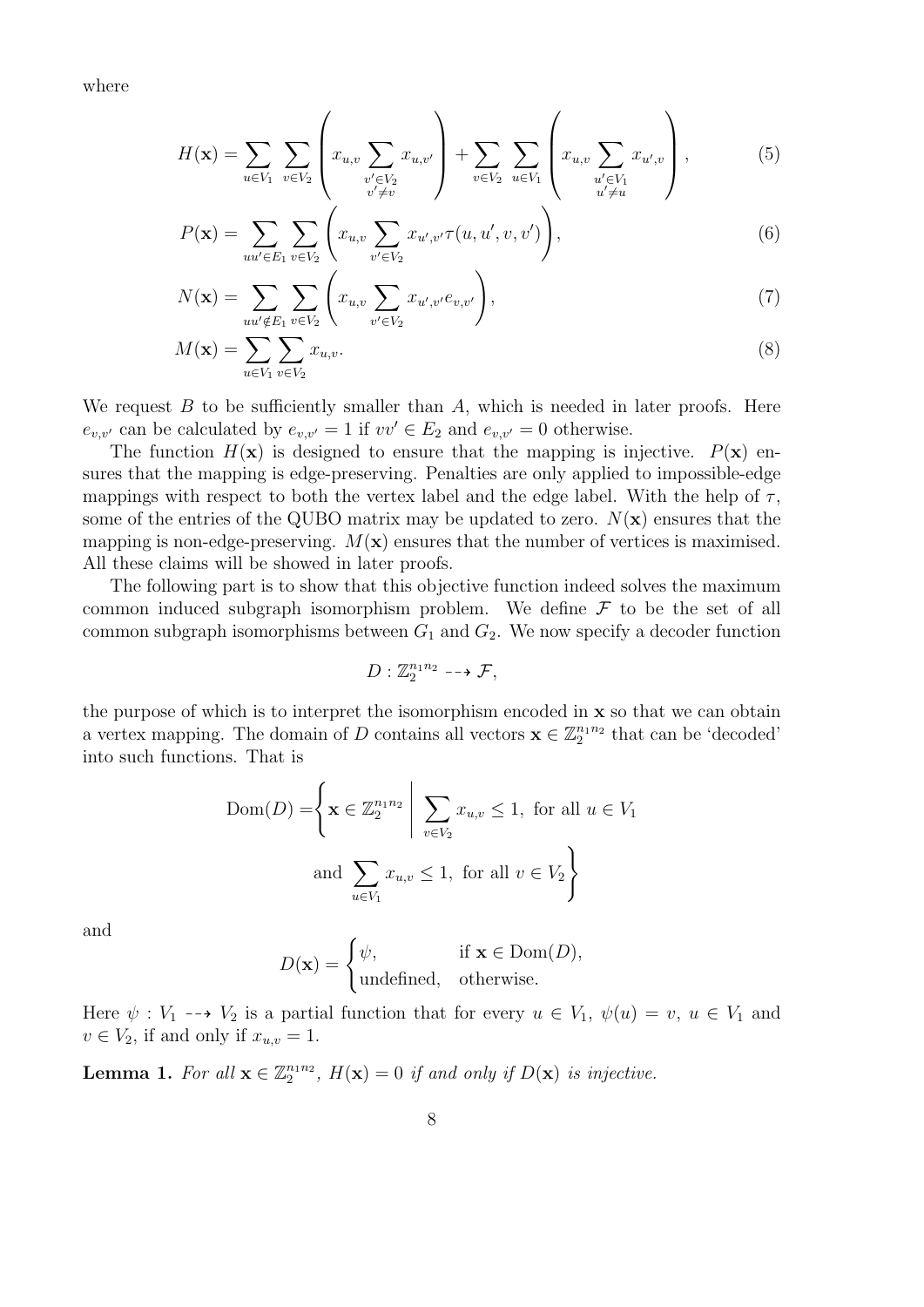where

$$
H(\mathbf{x}) = \sum_{u \in V_1} \sum_{v \in V_2} \left( x_{u,v} \sum_{\substack{v' \in V_2 \\ v' \neq v}} x_{u,v'} \right) + \sum_{v \in V_2} \sum_{u \in V_1} \left( x_{u,v} \sum_{\substack{u' \in V_1 \\ u' \neq u}} x_{u',v} \right), \tag{5}
$$

$$
P(\mathbf{x}) = \sum_{uu' \in E_1} \sum_{v \in V_2} \left( x_{u,v} \sum_{v' \in V_2} x_{u',v'} \tau(u, u', v, v') \right), \tag{6}
$$

$$
N(\mathbf{x}) = \sum_{uu' \notin E_1} \sum_{v \in V_2} \left( x_{u,v} \sum_{v' \in V_2} x_{u',v'} e_{v,v'} \right), \tag{7}
$$

$$
M(\mathbf{x}) = \sum_{u \in V_1} \sum_{v \in V_2} x_{u,v}. \tag{8}
$$

We request $B$ to be sufficiently smaller than $A$, which is needed in later proofs. Here $e_{v,v'}$ can be calculated by $e_{v,v'} = 1$ if $vv' \in E_2$ and $e_{v,v'} = 0$ otherwise.

The function $H(\mathbf{x})$ is designed to ensure that the mapping is injective. $P(\mathbf{x})$ ensures that the mapping is edge-preserving. Penalties are only applied to impossible-edge mappings with respect to both the vertex label and the edge label. With the help of $\tau$, some of the entries of the QUBO matrix may be updated to zero. $N(\mathbf{x})$ ensures that the mapping is non-edge-preserving. $M(\mathbf{x})$ ensures that the number of vertices is maximised. All these claims will be showed in later proofs.

The following part is to show that this objective function indeed solves the maximum common induced subgraph isomorphism problem. We define $\mathcal{F}$ to be the set of all common subgraph isomorphisms between $G_1$ and $G_2$. We now specify a decoder function

$$
D : \mathbb{Z}_2^{n_1 n_2} \dashrightarrow \mathcal{F},
$$

the purpose of which is to interpret the isomorphism encoded in $\mathbf{x}$ so that we can obtain a vertex mapping. The domain of $D$ contains all vectors $\mathbf{x} \in \mathbb{Z}_2^{n_1 n_2}$ that can be 'decoded' into such functions. That is

$$
\mathrm{Dom}(D) = \left\{ \mathbf{x} \in \mathbb{Z}_2^{n_1 n_2} \;\middle|\; \sum_{v \in V_2} x_{u,v} \leq 1, \text{ for all } u \in V_1 \text{ and } \sum_{u \in V_1} x_{u,v} \leq 1, \text{ for all } v \in V_2 \right\}
$$

and

$$
D(\mathbf{x}) = \begin{cases} \psi, & \text{if } \mathbf{x} \in \mathrm{Dom}(D), \\ \text{undefined}, & \text{otherwise.} \end{cases}
$$

Here $\psi : V_1 \dashrightarrow V_2$ is a partial function that for every $u \in V_1$, $\psi(u) = v$, $u \in V_1$ and $v \in V_2$, if and only if $x_{u,v} = 1$.

**Lemma 1.** *For all $\mathbf{x} \in \mathbb{Z}_2^{n_1 n_2}$, $H(\mathbf{x}) = 0$ if and only if $D(\mathbf{x})$ is injective.*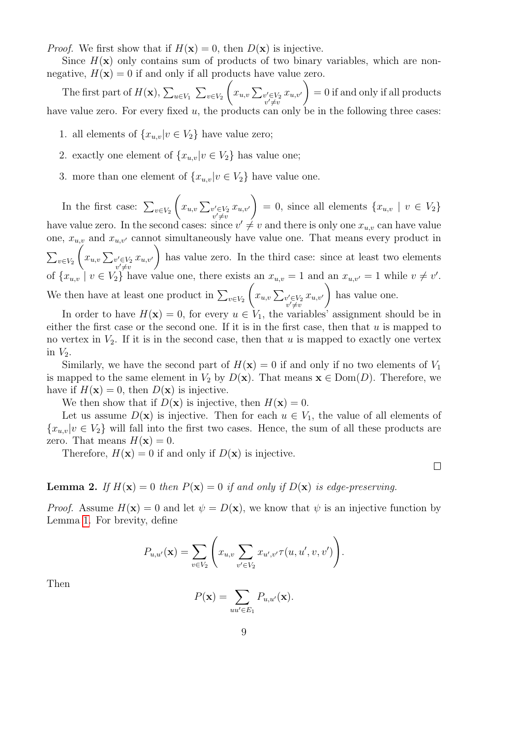*Proof.* We first show that if $H(\mathbf{x}) = 0$, then $D(\mathbf{x})$ is injective.

Since $H(\mathbf{x})$ only contains sum of products of two binary variables, which are non-negative, $H(\mathbf{x}) = 0$ if and only if all products have value zero.

The first part of $H(\mathbf{x})$, $\sum_{u \in V_1} \sum_{v \in V_2} \left( x_{u,v} \sum_{\substack{v' \in V_2 \\ v' \neq v}} x_{u,v'} \right) = 0$ if and only if all products have value zero. For every fixed $u$, the products can only be in the following three cases:

1. all elements of $\{x_{u,v} | v \in V_2\}$ have value zero;
2. exactly one element of $\{x_{u,v} | v \in V_2\}$ has value one;
3. more than one element of $\{x_{u,v} | v \in V_2\}$ have value one.

In the first case: $\sum_{v \in V_2} \left( x_{u,v} \sum_{\substack{v' \in V_2 \\ v' \neq v}} x_{u,v'} \right) = 0$, since all elements $\{x_{u,v} \mid v \in V_2\}$ have value zero. In the second cases: since $v' \neq v$ and there is only one $x_{u,v}$ can have value one, $x_{u,v}$ and $x_{u,v'}$ cannot simultaneously have value one. That means every product in $\sum_{v \in V_2} \left( x_{u,v} \sum_{\substack{v' \in V_2 \\ v' \neq v}} x_{u,v'} \right)$ has value zero. In the third case: since at least two elements of $\{x_{u,v} \mid v \in V_2\}$ have value one, there exists an $x_{u,v} = 1$ and an $x_{u,v'} = 1$ while $v \neq v'$. We then have at least one product in $\sum_{v \in V_2} \left( x_{u,v} \sum_{\substack{v' \in V_2 \\ v' \neq v}} x_{u,v'} \right)$ has value one.

In order to have $H(\mathbf{x}) = 0$, for every $u \in V_1$, the variables' assignment should be in either the first case or the second one. If it is in the first case, then that $u$ is mapped to no vertex in $V_2$. If it is in the second case, then that $u$ is mapped to exactly one vertex in $V_2$.

Similarly, we have the second part of $H(\mathbf{x}) = 0$ if and only if no two elements of $V_1$ is mapped to the same element in $V_2$ by $D(\mathbf{x})$. That means $\mathbf{x} \in \mathrm{Dom}(D)$. Therefore, we have if $H(\mathbf{x}) = 0$, then $D(\mathbf{x})$ is injective.

We then show that if $D(\mathbf{x})$ is injective, then $H(\mathbf{x}) = 0$.

Let us assume $D(\mathbf{x})$ is injective. Then for each $u \in V_1$, the value of all elements of $\{x_{u,v} | v \in V_2\}$ will fall into the first two cases. Hence, the sum of all these products are zero. That means $H(\mathbf{x}) = 0$.

Therefore, $H(\mathbf{x}) = 0$ if and only if $D(\mathbf{x})$ is injective. ∎

**Lemma 2.** *If $H(\mathbf{x}) = 0$ then $P(\mathbf{x}) = 0$ if and only if $D(\mathbf{x})$ is edge-preserving.*

*Proof.* Assume $H(\mathbf{x}) = 0$ and let $\psi = D(\mathbf{x})$, we know that $\psi$ is an injective function by Lemma 1. For brevity, define

$$P_{u,u'}(\mathbf{x}) = \sum_{v \in V_2} \left( x_{u,v} \sum_{v' \in V_2} x_{u',v'} \tau(u, u', v, v') \right).$$

Then

$$P(\mathbf{x}) = \sum_{uu' \in E_1} P_{u,u'}(\mathbf{x}).$$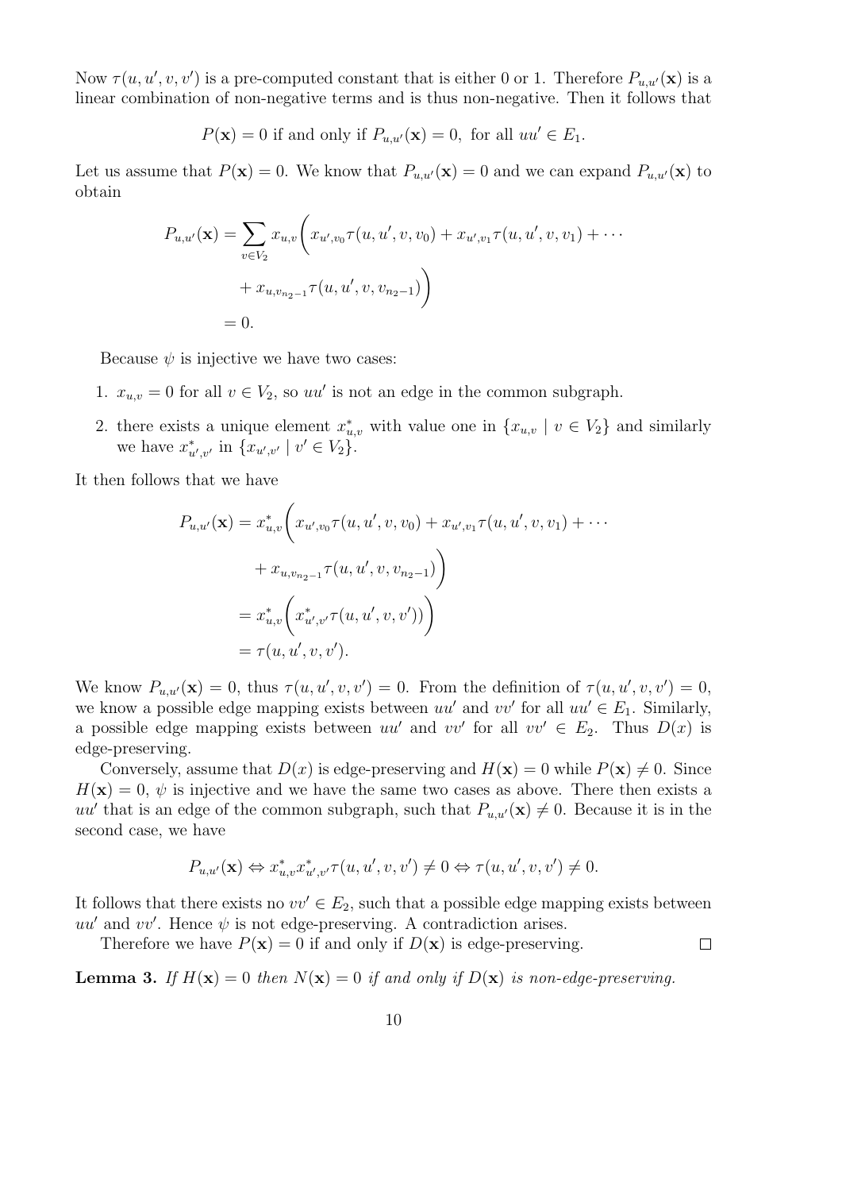Now $\tau(u, u', v, v')$ is a pre-computed constant that is either 0 or 1. Therefore $P_{u,u'}(\mathbf{x})$ is a linear combination of non-negative terms and is thus non-negative. Then it follows that

$$P(\mathbf{x}) = 0 \text{ if and only if } P_{u,u'}(\mathbf{x}) = 0, \text{ for all } uu' \in E_1.$$

Let us assume that $P(\mathbf{x}) = 0$. We know that $P_{u,u'}(\mathbf{x}) = 0$ and we can expand $P_{u,u'}(\mathbf{x})$ to obtain

$$\begin{aligned} P_{u,u'}(\mathbf{x}) &= \sum_{v \in V_2} x_{u,v} \bigg( x_{u',v_0} \tau(u, u', v, v_0) + x_{u',v_1} \tau(u, u', v, v_1) + \cdots \\ &\quad + x_{u,v_{n_2-1}} \tau(u, u', v, v_{n_2-1}) \bigg) \\ &= 0. \end{aligned}$$

Because $\psi$ is injective we have two cases:

1. $x_{u,v} = 0$ for all $v \in V_2$, so $uu'$ is not an edge in the common subgraph.
2. there exists a unique element $x^*_{u,v}$ with value one in $\{x_{u,v} \mid v \in V_2\}$ and similarly we have $x^*_{u',v'}$ in $\{x_{u',v'} \mid v' \in V_2\}$.

It then follows that we have

$$\begin{aligned} P_{u,u'}(\mathbf{x}) &= x^*_{u,v} \bigg( x_{u',v_0} \tau(u, u', v, v_0) + x_{u',v_1} \tau(u, u', v, v_1) + \cdots \\ &\quad + x_{u,v_{n_2-1}} \tau(u, u', v, v_{n_2-1}) \bigg) \\ &= x^*_{u,v} \bigg( x^*_{u',v'} \tau(u, u', v, v') ) \bigg) \\ &= \tau(u, u', v, v'). \end{aligned}$$

We know $P_{u,u'}(\mathbf{x}) = 0$, thus $\tau(u, u', v, v') = 0$. From the definition of $\tau(u, u', v, v') = 0$, we know a possible edge mapping exists between $uu'$ and $vv'$ for all $uu' \in E_1$. Similarly, a possible edge mapping exists between $uu'$ and $vv'$ for all $vv' \in E_2$. Thus $D(x)$ is edge-preserving.

Conversely, assume that $D(x)$ is edge-preserving and $H(\mathbf{x}) = 0$ while $P(\mathbf{x}) \neq 0$. Since $H(\mathbf{x}) = 0$, $\psi$ is injective and we have the same two cases as above. There then exists a $uu'$ that is an edge of the common subgraph, such that $P_{u,u'}(\mathbf{x}) \neq 0$. Because it is in the second case, we have

$$P_{u,u'}(\mathbf{x}) \Leftrightarrow x^*_{u,v} x^*_{u',v'} \tau(u, u', v, v') \neq 0 \Leftrightarrow \tau(u, u', v, v') \neq 0.$$

It follows that there exists no $vv' \in E_2$, such that a possible edge mapping exists between $uu'$ and $vv'$. Hence $\psi$ is not edge-preserving. A contradiction arises.

Therefore we have $P(\mathbf{x}) = 0$ if and only if $D(\mathbf{x})$ is edge-preserving. □

**Lemma 3.** *If $H(\mathbf{x}) = 0$ then $N(\mathbf{x}) = 0$ if and only if $D(\mathbf{x})$ is non-edge-preserving.*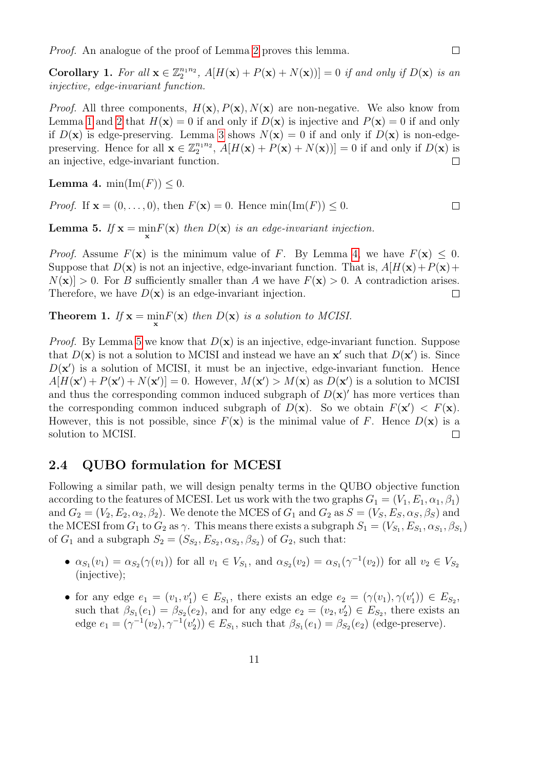*Proof.* An analogue of the proof of Lemma 2 proves this lemma. □

**Corollary 1.** *For all* $\mathbf{x} \in \mathbb{Z}_2^{n_1 n_2}$, $A[H(\mathbf{x}) + P(\mathbf{x}) + N(\mathbf{x}))] = 0$ *if and only if* $D(\mathbf{x})$ *is an injective, edge-invariant function.*

*Proof.* All three components, $H(\mathbf{x}), P(\mathbf{x}), N(\mathbf{x})$ are non-negative. We also know from Lemma 1 and 2 that $H(\mathbf{x}) = 0$ if and only if $D(\mathbf{x})$ is injective and $P(\mathbf{x}) = 0$ if and only if $D(\mathbf{x})$ is edge-preserving. Lemma 3 shows $N(\mathbf{x}) = 0$ if and only if $D(\mathbf{x})$ is non-edge-preserving. Hence for all $\mathbf{x} \in \mathbb{Z}_2^{n_1 n_2}$, $A[H(\mathbf{x}) + P(\mathbf{x}) + N(\mathbf{x}))] = 0$ if and only if $D(\mathbf{x})$ is an injective, edge-invariant function. □

**Lemma 4.** $\min(\mathrm{Im}(F)) \leq 0$.

*Proof.* If $\mathbf{x} = (0, \ldots, 0)$, then $F(\mathbf{x}) = 0$. Hence $\min(\mathrm{Im}(F)) \leq 0$. □

**Lemma 5.** *If* $\mathbf{x} = \min_{\mathbf{x}} F(\mathbf{x})$ *then* $D(\mathbf{x})$ *is an edge-invariant injection.*

*Proof.* Assume $F(\mathbf{x})$ is the minimum value of $F$. By Lemma 4, we have $F(\mathbf{x}) \leq 0$. Suppose that $D(\mathbf{x})$ is not an injective, edge-invariant function. That is, $A[H(\mathbf{x}) + P(\mathbf{x}) + N(\mathbf{x})] > 0$. For $B$ sufficiently smaller than $A$ we have $F(\mathbf{x}) > 0$. A contradiction arises. Therefore, we have $D(\mathbf{x})$ is an edge-invariant injection. □

**Theorem 1.** *If* $\mathbf{x} = \min_{\mathbf{x}} F(\mathbf{x})$ *then* $D(\mathbf{x})$ *is a solution to MCISI.*

*Proof.* By Lemma 5 we know that $D(\mathbf{x})$ is an injective, edge-invariant function. Suppose that $D(\mathbf{x})$ is not a solution to MCISI and instead we have an $\mathbf{x}'$ such that $D(\mathbf{x}')$ is. Since $D(\mathbf{x}')$ is a solution of MCISI, it must be an injective, edge-invariant function. Hence $A[H(\mathbf{x}') + P(\mathbf{x}') + N(\mathbf{x}')] = 0$. However, $M(\mathbf{x}') > M(\mathbf{x})$ as $D(\mathbf{x}')$ is a solution to MCISI and thus the corresponding common induced subgraph of $D(\mathbf{x})'$ has more vertices than the corresponding common induced subgraph of $D(\mathbf{x})$. So we obtain $F(\mathbf{x}') < F(\mathbf{x})$. However, this is not possible, since $F(\mathbf{x})$ is the minimal value of $F$. Hence $D(\mathbf{x})$ is a solution to MCISI. □

### 2.4 QUBO formulation for MCESI

Following a similar path, we will design penalty terms in the QUBO objective function according to the features of MCESI. Let us work with the two graphs $G_1 = (V_1, E_1, \alpha_1, \beta_1)$ and $G_2 = (V_2, E_2, \alpha_2, \beta_2)$. We denote the MCES of $G_1$ and $G_2$ as $S = (V_S, E_S, \alpha_S, \beta_S)$ and the MCESI from $G_1$ to $G_2$ as $\gamma$. This means there exists a subgraph $S_1 = (V_{S_1}, E_{S_1}, \alpha_{S_1}, \beta_{S_1})$ of $G_1$ and a subgraph $S_2 = (S_{S_2}, E_{S_2}, \alpha_{S_2}, \beta_{S_2})$ of $G_2$, such that:

- $\alpha_{S_1}(v_1) = \alpha_{S_2}(\gamma(v_1))$ for all $v_1 \in V_{S_1}$, and $\alpha_{S_2}(v_2) = \alpha_{S_1}(\gamma^{-1}(v_2))$ for all $v_2 \in V_{S_2}$ (injective);
- for any edge $e_1 = (v_1, v_1') \in E_{S_1}$, there exists an edge $e_2 = (\gamma(v_1), \gamma(v_1')) \in E_{S_2}$, such that $\beta_{S_1}(e_1) = \beta_{S_2}(e_2)$, and for any edge $e_2 = (v_2, v_2') \in E_{S_2}$, there exists an edge $e_1 = (\gamma^{-1}(v_2), \gamma^{-1}(v_2')) \in E_{S_1}$, such that $\beta_{S_1}(e_1) = \beta_{S_2}(e_2)$ (edge-preserve).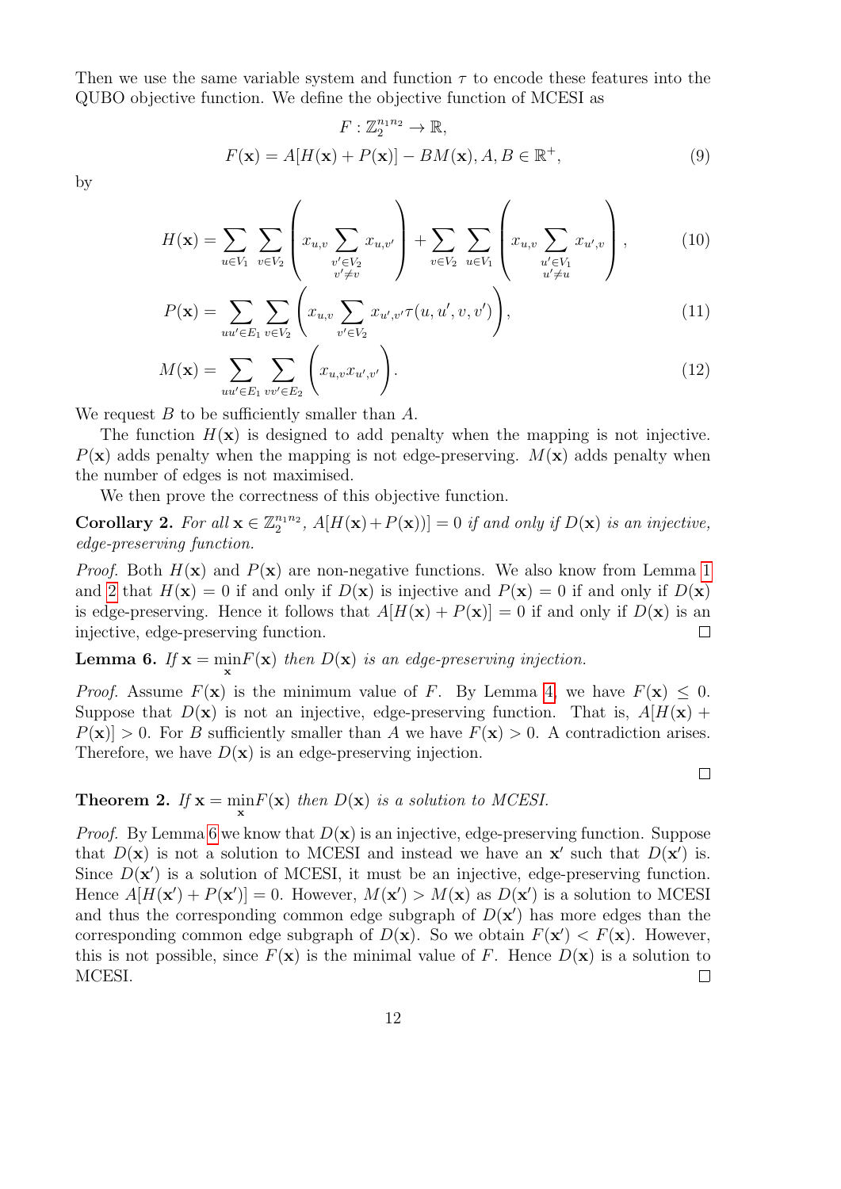Then we use the same variable system and function $\tau$ to encode these features into the QUBO objective function. We define the objective function of MCESI as

$$
\begin{aligned}
&F : \mathbb{Z}_2^{n_1 n_2} \to \mathbb{R}, \\
&F(\mathbf{x}) = A[H(\mathbf{x}) + P(\mathbf{x})] - BM(\mathbf{x}), A, B \in \mathbb{R}^+,
\end{aligned} \tag{9}
$$

by

$$
H(\mathbf{x}) = \sum_{u \in V_1} \sum_{v \in V_2} \left( x_{u,v} \sum_{\substack{v' \in V_2 \\ v' \neq v}} x_{u,v'} \right) + \sum_{v \in V_2} \sum_{u \in V_1} \left( x_{u,v} \sum_{\substack{u' \in V_1 \\ u' \neq u}} x_{u',v} \right), \tag{10}
$$

$$
P(\mathbf{x}) = \sum_{uu' \in E_1} \sum_{v \in V_2} \left( x_{u,v} \sum_{v' \in V_2} x_{u',v'} \tau(u, u', v, v') \right), \tag{11}
$$

$$
M(\mathbf{x}) = \sum_{uu' \in E_1} \sum_{vv' \in E_2} \left( x_{u,v} x_{u',v'} \right). \tag{12}
$$

We request $B$ to be sufficiently smaller than $A$.

The function $H(\mathbf{x})$ is designed to add penalty when the mapping is not injective. $P(\mathbf{x})$ adds penalty when the mapping is not edge-preserving. $M(\mathbf{x})$ adds penalty when the number of edges is not maximised.

We then prove the correctness of this objective function.

**Corollary 2.** *For all* $\mathbf{x} \in \mathbb{Z}_2^{n_1 n_2}$, $A[H(\mathbf{x}) + P(\mathbf{x}))] = 0$ *if and only if* $D(\mathbf{x})$ *is an injective, edge-preserving function.*

*Proof.* Both $H(\mathbf{x})$ and $P(\mathbf{x})$ are non-negative functions. We also know from Lemma 1 and 2 that $H(\mathbf{x}) = 0$ if and only if $D(\mathbf{x})$ is injective and $P(\mathbf{x}) = 0$ if and only if $D(\mathbf{x})$ is edge-preserving. Hence it follows that $A[H(\mathbf{x}) + P(\mathbf{x})] = 0$ if and only if $D(\mathbf{x})$ is an injective, edge-preserving function. □

**Lemma 6.** *If* $\mathbf{x} = \min_{\mathbf{x}} F(\mathbf{x})$ *then* $D(\mathbf{x})$ *is an edge-preserving injection.*

*Proof.* Assume $F(\mathbf{x})$ is the minimum value of $F$. By Lemma 4, we have $F(\mathbf{x}) \leq 0$. Suppose that $D(\mathbf{x})$ is not an injective, edge-preserving function. That is, $A[H(\mathbf{x}) + P(\mathbf{x})] > 0$. For $B$ sufficiently smaller than $A$ we have $F(\mathbf{x}) > 0$. A contradiction arises. Therefore, we have $D(\mathbf{x})$ is an edge-preserving injection. □

**Theorem 2.** *If* $\mathbf{x} = \min_{\mathbf{x}} F(\mathbf{x})$ *then* $D(\mathbf{x})$ *is a solution to MCESI.*

*Proof.* By Lemma 6 we know that $D(\mathbf{x})$ is an injective, edge-preserving function. Suppose that $D(\mathbf{x})$ is not a solution to MCESI and instead we have an $\mathbf{x}'$ such that $D(\mathbf{x}')$ is. Since $D(\mathbf{x}')$ is a solution of MCESI, it must be an injective, edge-preserving function. Hence $A[H(\mathbf{x}') + P(\mathbf{x}')] = 0$. However, $M(\mathbf{x}') > M(\mathbf{x})$ as $D(\mathbf{x}')$ is a solution to MCESI and thus the corresponding common edge subgraph of $D(\mathbf{x}')$ has more edges than the corresponding common edge subgraph of $D(\mathbf{x})$. So we obtain $F(\mathbf{x}') < F(\mathbf{x})$. However, this is not possible, since $F(\mathbf{x})$ is the minimal value of $F$. Hence $D(\mathbf{x})$ is a solution to MCESI. □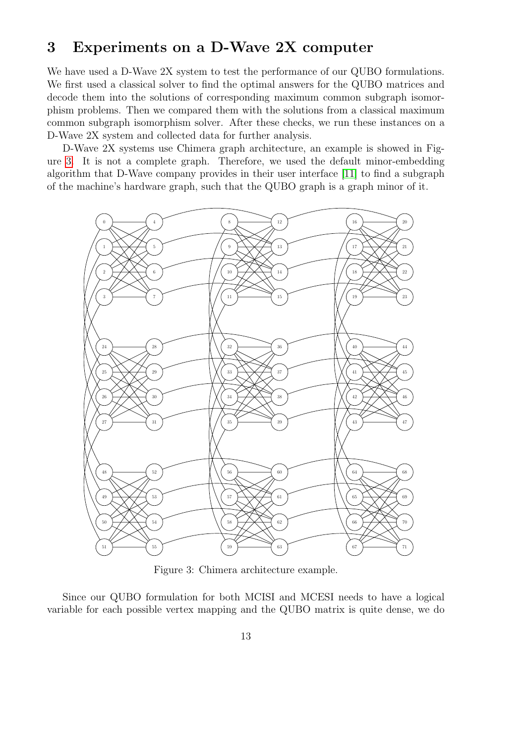## 3 Experiments on a D-Wave 2X computer

We have used a D-Wave 2X system to test the performance of our QUBO formulations. We first used a classical solver to find the optimal answers for the QUBO matrices and decode them into the solutions of corresponding maximum common subgraph isomorphism problems. Then we compared them with the solutions from a classical maximum common subgraph isomorphism solver. After these checks, we run these instances on a D-Wave 2X system and collected data for further analysis.

D-Wave 2X systems use Chimera graph architecture, an example is showed in Figure 3. It is not a complete graph. Therefore, we used the default minor-embedding algorithm that D-Wave company provides in their user interface [11] to find a subgraph of the machine's hardware graph, such that the QUBO graph is a graph minor of it.

Figure 3: Chimera architecture example.

Since our QUBO formulation for both MCISI and MCESI needs to have a logical variable for each possible vertex mapping and the QUBO matrix is quite dense, we do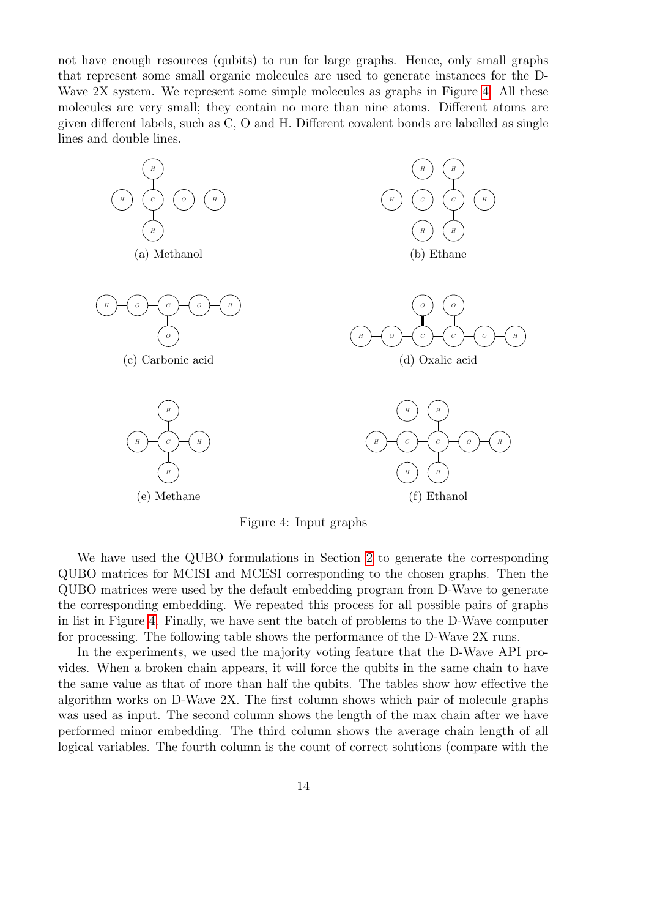not have enough resources (qubits) to run for large graphs. Hence, only small graphs that represent some small organic molecules are used to generate instances for the D-Wave 2X system. We represent some simple molecules as graphs in Figure 4. All these molecules are very small; they contain no more than nine atoms. Different atoms are given different labels, such as C, O and H. Different covalent bonds are labelled as single lines and double lines.

(a) Methanol

(b) Ethane

(c) Carbonic acid

(d) Oxalic acid

(e) Methane

(f) Ethanol

Figure 4: Input graphs

We have used the QUBO formulations in Section 2 to generate the corresponding QUBO matrices for MCISI and MCESI corresponding to the chosen graphs. Then the QUBO matrices were used by the default embedding program from D-Wave to generate the corresponding embedding. We repeated this process for all possible pairs of graphs in list in Figure 4. Finally, we have sent the batch of problems to the D-Wave computer for processing. The following table shows the performance of the D-Wave 2X runs.

In the experiments, we used the majority voting feature that the D-Wave API provides. When a broken chain appears, it will force the qubits in the same chain to have the same value as that of more than half the qubits. The tables show how effective the algorithm works on D-Wave 2X. The first column shows which pair of molecule graphs was used as input. The second column shows the length of the max chain after we have performed minor embedding. The third column shows the average chain length of all logical variables. The fourth column is the count of correct solutions (compare with the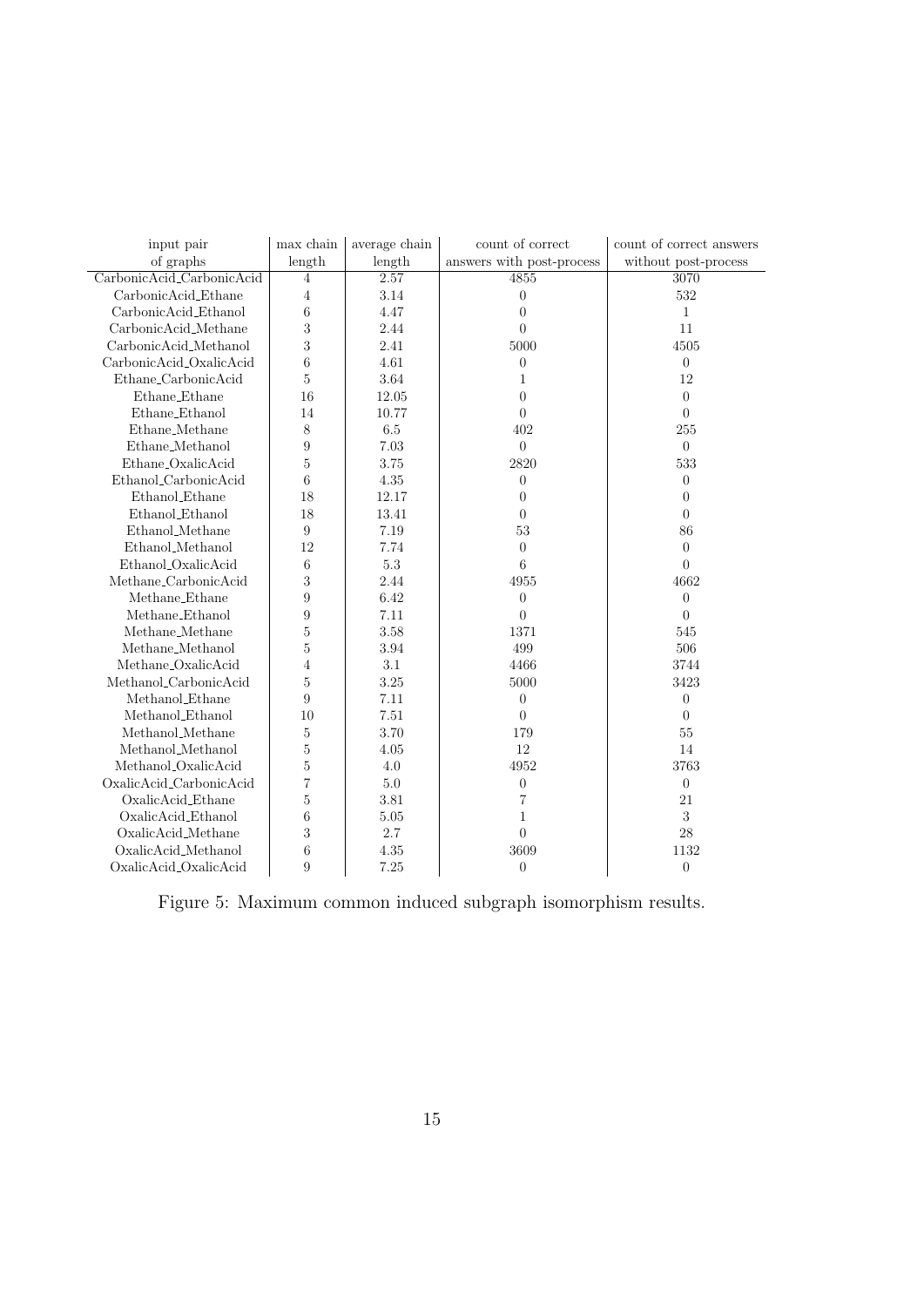| input pair of graphs | max chain length | average chain length | count of correct answers with post-process | count of correct answers without post-process |
|---|---|---|---|---|
| CarbonicAcid_CarbonicAcid | 4 | 2.57 | 4855 | 3070 |
| CarbonicAcid_Ethane | 4 | 3.14 | 0 | 532 |
| CarbonicAcid_Ethanol | 6 | 4.47 | 0 | 1 |
| CarbonicAcid_Methane | 3 | 2.44 | 0 | 11 |
| CarbonicAcid_Methanol | 3 | 2.41 | 5000 | 4505 |
| CarbonicAcid_OxalicAcid | 6 | 4.61 | 0 | 0 |
| Ethane_CarbonicAcid | 5 | 3.64 | 1 | 12 |
| Ethane_Ethane | 16 | 12.05 | 0 | 0 |
| Ethane_Ethanol | 14 | 10.77 | 0 | 0 |
| Ethane_Methane | 8 | 6.5 | 402 | 255 |
| Ethane_Methanol | 9 | 7.03 | 0 | 0 |
| Ethane_OxalicAcid | 5 | 3.75 | 2820 | 533 |
| Ethanol_CarbonicAcid | 6 | 4.35 | 0 | 0 |
| Ethanol_Ethane | 18 | 12.17 | 0 | 0 |
| Ethanol_Ethanol | 18 | 13.41 | 0 | 0 |
| Ethanol_Methane | 9 | 7.19 | 53 | 86 |
| Ethanol_Methanol | 12 | 7.74 | 0 | 0 |
| Ethanol_OxalicAcid | 6 | 5.3 | 6 | 0 |
| Methane_CarbonicAcid | 3 | 2.44 | 4955 | 4662 |
| Methane_Ethane | 9 | 6.42 | 0 | 0 |
| Methane_Ethanol | 9 | 7.11 | 0 | 0 |
| Methane_Methane | 5 | 3.58 | 1371 | 545 |
| Methane_Methanol | 5 | 3.94 | 499 | 506 |
| Methane_OxalicAcid | 4 | 3.1 | 4466 | 3744 |
| Methanol_CarbonicAcid | 5 | 3.25 | 5000 | 3423 |
| Methanol_Ethane | 9 | 7.11 | 0 | 0 |
| Methanol_Ethanol | 10 | 7.51 | 0 | 0 |
| Methanol_Methane | 5 | 3.70 | 179 | 55 |
| Methanol_Methanol | 5 | 4.05 | 12 | 14 |
| Methanol_OxalicAcid | 5 | 4.0 | 4952 | 3763 |
| OxalicAcid_CarbonicAcid | 7 | 5.0 | 0 | 0 |
| OxalicAcid_Ethane | 5 | 3.81 | 7 | 21 |
| OxalicAcid_Ethanol | 6 | 5.05 | 1 | 3 |
| OxalicAcid_Methane | 3 | 2.7 | 0 | 28 |
| OxalicAcid_Methanol | 6 | 4.35 | 3609 | 1132 |
| OxalicAcid_OxalicAcid | 9 | 7.25 | 0 | 0 |

Figure 5: Maximum common induced subgraph isomorphism results.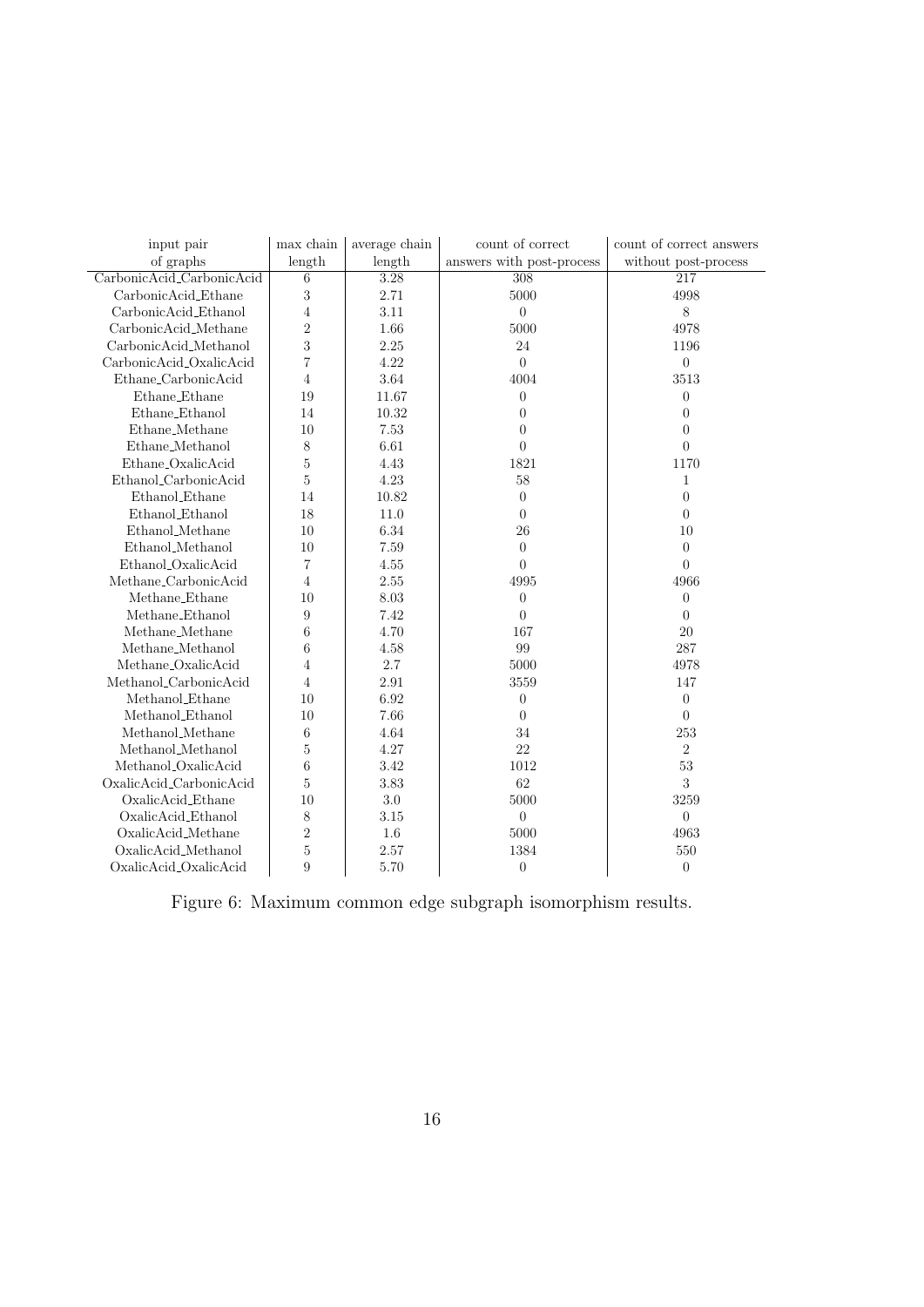| input pair of graphs | max chain length | average chain length | count of correct answers with post-process | count of correct answers without post-process |
|---|---|---|---|---|
| CarbonicAcid_CarbonicAcid | 6 | 3.28 | 308 | 217 |
| CarbonicAcid_Ethane | 3 | 2.71 | 5000 | 4998 |
| CarbonicAcid_Ethanol | 4 | 3.11 | 0 | 8 |
| CarbonicAcid_Methane | 2 | 1.66 | 5000 | 4978 |
| CarbonicAcid_Methanol | 3 | 2.25 | 24 | 1196 |
| CarbonicAcid_OxalicAcid | 7 | 4.22 | 0 | 0 |
| Ethane_CarbonicAcid | 4 | 3.64 | 4004 | 3513 |
| Ethane_Ethane | 19 | 11.67 | 0 | 0 |
| Ethane_Ethanol | 14 | 10.32 | 0 | 0 |
| Ethane_Methane | 10 | 7.53 | 0 | 0 |
| Ethane_Methanol | 8 | 6.61 | 0 | 0 |
| Ethane_OxalicAcid | 5 | 4.43 | 1821 | 1170 |
| Ethanol_CarbonicAcid | 5 | 4.23 | 58 | 1 |
| Ethanol_Ethane | 14 | 10.82 | 0 | 0 |
| Ethanol_Ethanol | 18 | 11.0 | 0 | 0 |
| Ethanol_Methane | 10 | 6.34 | 26 | 10 |
| Ethanol_Methanol | 10 | 7.59 | 0 | 0 |
| Ethanol_OxalicAcid | 7 | 4.55 | 0 | 0 |
| Methane_CarbonicAcid | 4 | 2.55 | 4995 | 4966 |
| Methane_Ethane | 10 | 8.03 | 0 | 0 |
| Methane_Ethanol | 9 | 7.42 | 0 | 0 |
| Methane_Methane | 6 | 4.70 | 167 | 20 |
| Methane_Methanol | 6 | 4.58 | 99 | 287 |
| Methane_OxalicAcid | 4 | 2.7 | 5000 | 4978 |
| Methanol_CarbonicAcid | 4 | 2.91 | 3559 | 147 |
| Methanol_Ethane | 10 | 6.92 | 0 | 0 |
| Methanol_Ethanol | 10 | 7.66 | 0 | 0 |
| Methanol_Methane | 6 | 4.64 | 34 | 253 |
| Methanol_Methanol | 5 | 4.27 | 22 | 2 |
| Methanol_OxalicAcid | 6 | 3.42 | 1012 | 53 |
| OxalicAcid_CarbonicAcid | 5 | 3.83 | 62 | 3 |
| OxalicAcid_Ethane | 10 | 3.0 | 5000 | 3259 |
| OxalicAcid_Ethanol | 8 | 3.15 | 0 | 0 |
| OxalicAcid_Methane | 2 | 1.6 | 5000 | 4963 |
| OxalicAcid_Methanol | 5 | 2.57 | 1384 | 550 |
| OxalicAcid_OxalicAcid | 9 | 5.70 | 0 | 0 |

Figure 6: Maximum common edge subgraph isomorphism results.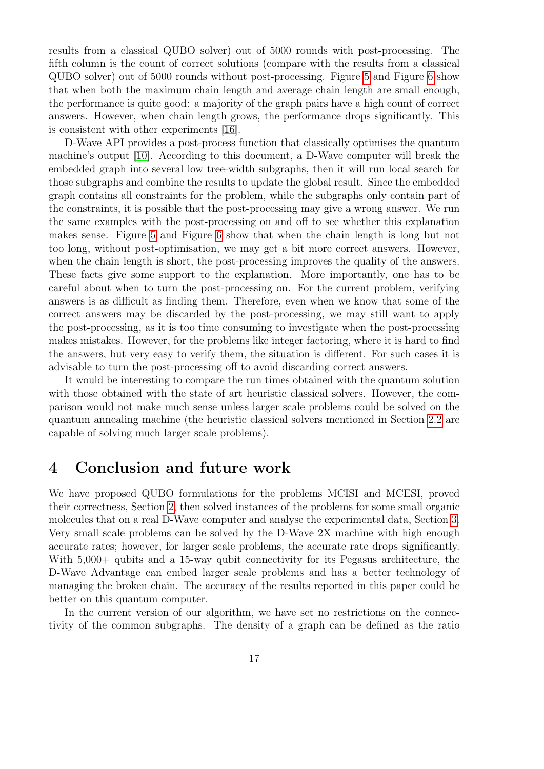results from a classical QUBO solver) out of 5000 rounds with post-processing. The fifth column is the count of correct solutions (compare with the results from a classical QUBO solver) out of 5000 rounds without post-processing. Figure 5 and Figure 6 show that when both the maximum chain length and average chain length are small enough, the performance is quite good: a majority of the graph pairs have a high count of correct answers. However, when chain length grows, the performance drops significantly. This is consistent with other experiments [16].

D-Wave API provides a post-process function that classically optimises the quantum machine's output [10]. According to this document, a D-Wave computer will break the embedded graph into several low tree-width subgraphs, then it will run local search for those subgraphs and combine the results to update the global result. Since the embedded graph contains all constraints for the problem, while the subgraphs only contain part of the constraints, it is possible that the post-processing may give a wrong answer. We run the same examples with the post-processing on and off to see whether this explanation makes sense. Figure 5 and Figure 6 show that when the chain length is long but not too long, without post-optimisation, we may get a bit more correct answers. However, when the chain length is short, the post-processing improves the quality of the answers. These facts give some support to the explanation. More importantly, one has to be careful about when to turn the post-processing on. For the current problem, verifying answers is as difficult as finding them. Therefore, even when we know that some of the correct answers may be discarded by the post-processing, we may still want to apply the post-processing, as it is too time consuming to investigate when the post-processing makes mistakes. However, for the problems like integer factoring, where it is hard to find the answers, but very easy to verify them, the situation is different. For such cases it is advisable to turn the post-processing off to avoid discarding correct answers.

It would be interesting to compare the run times obtained with the quantum solution with those obtained with the state of art heuristic classical solvers. However, the comparison would not make much sense unless larger scale problems could be solved on the quantum annealing machine (the heuristic classical solvers mentioned in Section 2.2 are capable of solving much larger scale problems).

# 4 Conclusion and future work

We have proposed QUBO formulations for the problems MCISI and MCESI, proved their correctness, Section 2, then solved instances of the problems for some small organic molecules that on a real D-Wave computer and analyse the experimental data, Section 3. Very small scale problems can be solved by the D-Wave 2X machine with high enough accurate rates; however, for larger scale problems, the accurate rate drops significantly. With 5,000+ qubits and a 15-way qubit connectivity for its Pegasus architecture, the D-Wave Advantage can embed larger scale problems and has a better technology of managing the broken chain. The accuracy of the results reported in this paper could be better on this quantum computer.

In the current version of our algorithm, we have set no restrictions on the connectivity of the common subgraphs. The density of a graph can be defined as the ratio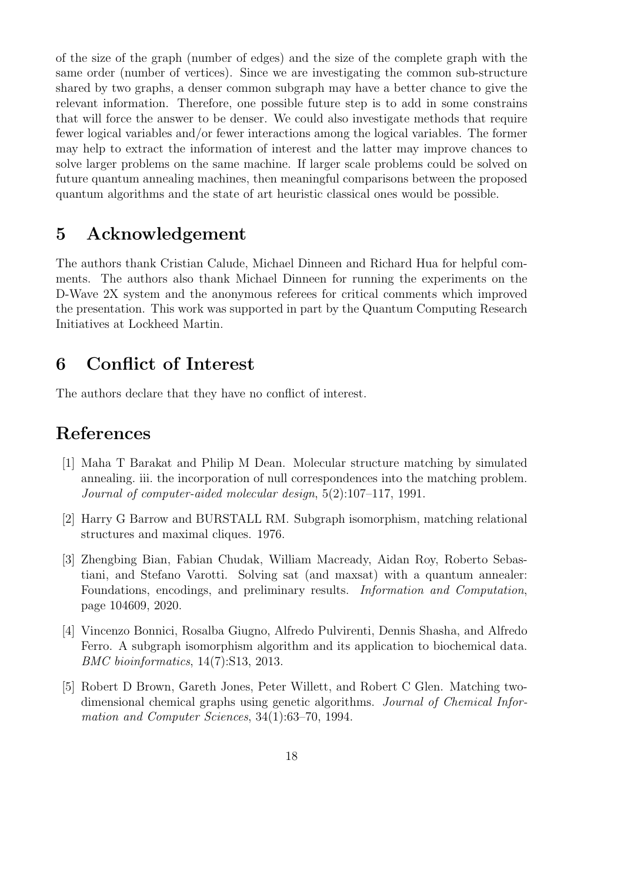of the size of the graph (number of edges) and the size of the complete graph with the same order (number of vertices). Since we are investigating the common sub-structure shared by two graphs, a denser common subgraph may have a better chance to give the relevant information. Therefore, one possible future step is to add in some constrains that will force the answer to be denser. We could also investigate methods that require fewer logical variables and/or fewer interactions among the logical variables. The former may help to extract the information of interest and the latter may improve chances to solve larger problems on the same machine. If larger scale problems could be solved on future quantum annealing machines, then meaningful comparisons between the proposed quantum algorithms and the state of art heuristic classical ones would be possible.

## 5 Acknowledgement

The authors thank Cristian Calude, Michael Dinneen and Richard Hua for helpful comments. The authors also thank Michael Dinneen for running the experiments on the D-Wave 2X system and the anonymous referees for critical comments which improved the presentation. This work was supported in part by the Quantum Computing Research Initiatives at Lockheed Martin.

## 6 Conflict of Interest

The authors declare that they have no conflict of interest.

## References

[1] Maha T Barakat and Philip M Dean. Molecular structure matching by simulated annealing. iii. the incorporation of null correspondences into the matching problem. *Journal of computer-aided molecular design*, 5(2):107–117, 1991.

[2] Harry G Barrow and BURSTALL RM. Subgraph isomorphism, matching relational structures and maximal cliques. 1976.

[3] Zhengbing Bian, Fabian Chudak, William Macready, Aidan Roy, Roberto Sebastiani, and Stefano Varotti. Solving sat (and maxsat) with a quantum annealer: Foundations, encodings, and preliminary results. *Information and Computation*, page 104609, 2020.

[4] Vincenzo Bonnici, Rosalba Giugno, Alfredo Pulvirenti, Dennis Shasha, and Alfredo Ferro. A subgraph isomorphism algorithm and its application to biochemical data. *BMC bioinformatics*, 14(7):S13, 2013.

[5] Robert D Brown, Gareth Jones, Peter Willett, and Robert C Glen. Matching two-dimensional chemical graphs using genetic algorithms. *Journal of Chemical Information and Computer Sciences*, 34(1):63–70, 1994.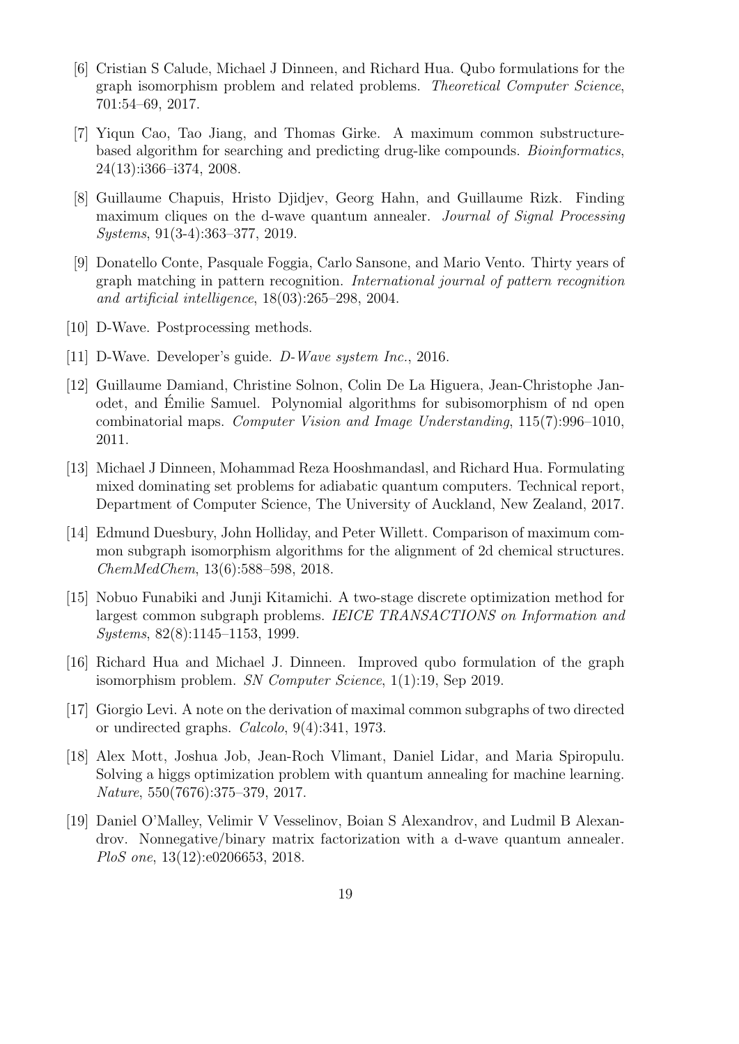[6] Cristian S Calude, Michael J Dinneen, and Richard Hua. Qubo formulations for the graph isomorphism problem and related problems. *Theoretical Computer Science*, 701:54–69, 2017.

[7] Yiqun Cao, Tao Jiang, and Thomas Girke. A maximum common substructure-based algorithm for searching and predicting drug-like compounds. *Bioinformatics*, 24(13):i366–i374, 2008.

[8] Guillaume Chapuis, Hristo Djidjev, Georg Hahn, and Guillaume Rizk. Finding maximum cliques on the d-wave quantum annealer. *Journal of Signal Processing Systems*, 91(3-4):363–377, 2019.

[9] Donatello Conte, Pasquale Foggia, Carlo Sansone, and Mario Vento. Thirty years of graph matching in pattern recognition. *International journal of pattern recognition and artificial intelligence*, 18(03):265–298, 2004.

[10] D-Wave. Postprocessing methods.

[11] D-Wave. Developer's guide. *D-Wave system Inc.*, 2016.

[12] Guillaume Damiand, Christine Solnon, Colin De La Higuera, Jean-Christophe Janodet, and Émilie Samuel. Polynomial algorithms for subisomorphism of nd open combinatorial maps. *Computer Vision and Image Understanding*, 115(7):996–1010, 2011.

[13] Michael J Dinneen, Mohammad Reza Hooshmandasl, and Richard Hua. Formulating mixed dominating set problems for adiabatic quantum computers. Technical report, Department of Computer Science, The University of Auckland, New Zealand, 2017.

[14] Edmund Duesbury, John Holliday, and Peter Willett. Comparison of maximum common subgraph isomorphism algorithms for the alignment of 2d chemical structures. *ChemMedChem*, 13(6):588–598, 2018.

[15] Nobuo Funabiki and Junji Kitamichi. A two-stage discrete optimization method for largest common subgraph problems. *IEICE TRANSACTIONS on Information and Systems*, 82(8):1145–1153, 1999.

[16] Richard Hua and Michael J. Dinneen. Improved qubo formulation of the graph isomorphism problem. *SN Computer Science*, 1(1):19, Sep 2019.

[17] Giorgio Levi. A note on the derivation of maximal common subgraphs of two directed or undirected graphs. *Calcolo*, 9(4):341, 1973.

[18] Alex Mott, Joshua Job, Jean-Roch Vlimant, Daniel Lidar, and Maria Spiropulu. Solving a higgs optimization problem with quantum annealing for machine learning. *Nature*, 550(7676):375–379, 2017.

[19] Daniel O'Malley, Velimir V Vesselinov, Boian S Alexandrov, and Ludmil B Alexandrov. Nonnegative/binary matrix factorization with a d-wave quantum annealer. *PloS one*, 13(12):e0206653, 2018.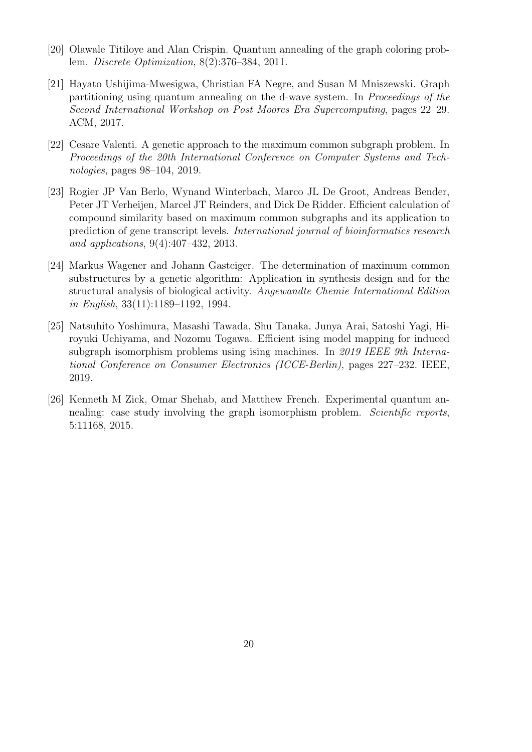[20] Olawale Titiloye and Alan Crispin. Quantum annealing of the graph coloring problem. *Discrete Optimization*, 8(2):376–384, 2011.

[21] Hayato Ushijima-Mwesigwa, Christian FA Negre, and Susan M Mniszewski. Graph partitioning using quantum annealing on the d-wave system. In *Proceedings of the Second International Workshop on Post Moores Era Supercomputing*, pages 22–29. ACM, 2017.

[22] Cesare Valenti. A genetic approach to the maximum common subgraph problem. In *Proceedings of the 20th International Conference on Computer Systems and Technologies*, pages 98–104, 2019.

[23] Rogier JP Van Berlo, Wynand Winterbach, Marco JL De Groot, Andreas Bender, Peter JT Verheijen, Marcel JT Reinders, and Dick De Ridder. Efficient calculation of compound similarity based on maximum common subgraphs and its application to prediction of gene transcript levels. *International journal of bioinformatics research and applications*, 9(4):407–432, 2013.

[24] Markus Wagener and Johann Gasteiger. The determination of maximum common substructures by a genetic algorithm: Application in synthesis design and for the structural analysis of biological activity. *Angewandte Chemie International Edition in English*, 33(11):1189–1192, 1994.

[25] Natsuhito Yoshimura, Masashi Tawada, Shu Tanaka, Junya Arai, Satoshi Yagi, Hiroyuki Uchiyama, and Nozomu Togawa. Efficient ising model mapping for induced subgraph isomorphism problems using ising machines. In *2019 IEEE 9th International Conference on Consumer Electronics (ICCE-Berlin)*, pages 227–232. IEEE, 2019.

[26] Kenneth M Zick, Omar Shehab, and Matthew French. Experimental quantum annealing: case study involving the graph isomorphism problem. *Scientific reports*, 5:11168, 2015.